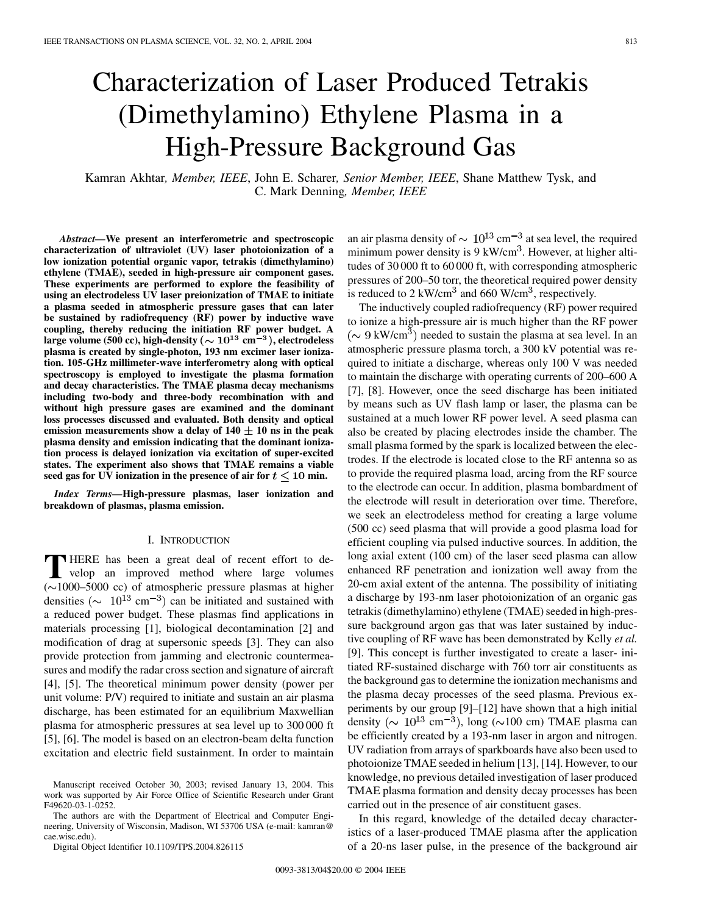# Characterization of Laser Produced Tetrakis (Dimethylamino) Ethylene Plasma in a High-Pressure Background Gas

Kamran Akhtar, *Member, IEEE*, John E. Scharer, *Senior Member, IEEE*, Shane Matthew Tysk, and C. Mark Denning, *Member, IEEE*

***Abstract*—We present an interferometric and spectroscopic characterization of ultraviolet (UV) laser photoionization of a low ionization potential organic vapor, tetrakis (dimethylamino) ethylene (TMAE), seeded in high-pressure air component gases. These experiments are performed to explore the feasibility of using an electrodeless UV laser preionization of TMAE to initiate a plasma seeded in atmospheric pressure gases that can later be sustained by radiofrequency (RF) power by inductive wave coupling, thereby reducing the initiation RF power budget. A large volume (500 cc), high-density ($\sim 10^{13}$ cm$^{-3}$), electrodeless plasma is created by single-photon, 193 nm excimer laser ionization. 105-GHz millimeter-wave interferometry along with optical spectroscopy is employed to investigate the plasma formation and decay characteristics. The TMAE plasma decay mechanisms including two-body and three-body recombination with and without high pressure gases are examined and the dominant loss processes discussed and evaluated. Both density and optical emission measurements show a delay of $140 \pm 10$ ns in the peak plasma density and emission indicating that the dominant ionization process is delayed ionization via excitation of super-excited states. The experiment also shows that TMAE remains a viable seed gas for UV ionization in the presence of air for $t \leq 10$ min.**

***Index Terms*—High-pressure plasmas, laser ionization and breakdown of plasmas, plasma emission.**

## I. Introduction

There has been a great deal of recent effort to develop an improved method where large volumes ($\sim$1000–5000 cc) of atmospheric pressure plasmas at higher densities ($\sim 10^{13}$ cm$^{-3}$) can be initiated and sustained with a reduced power budget. These plasmas find applications in materials processing [1], biological decontamination [2] and modification of drag at supersonic speeds [3]. They can also provide protection from jamming and electronic countermeasures and modify the radar cross section and signature of aircraft [4], [5]. The theoretical minimum power density (power per unit volume: P/V) required to initiate and sustain an air plasma discharge, has been estimated for an equilibrium Maxwellian plasma for atmospheric pressures at sea level up to 300 000 ft [5], [6]. The model is based on an electron-beam delta function excitation and electric field sustainment. In order to maintain an air plasma density of $\sim 10^{13}$ cm$^{-3}$ at sea level, the required minimum power density is 9 kW/cm$^3$. However, at higher altitudes of 30 000 ft to 60 000 ft, with corresponding atmospheric pressures of 200–50 torr, the theoretical required power density is reduced to 2 kW/cm$^3$ and 660 W/cm$^3$, respectively.

The inductively coupled radiofrequency (RF) power required to ionize a high-pressure air is much higher than the RF power ($\sim$ 9 kW/cm$^3$) needed to sustain the plasma at sea level. In an atmospheric pressure plasma torch, a 300 kV potential was required to initiate a discharge, whereas only 100 V was needed to maintain the discharge with operating currents of 200–600 A [7], [8]. However, once the seed discharge has been initiated by means such as UV flash lamp or laser, the plasma can be sustained at a much lower RF power level. A seed plasma can also be created by placing electrodes inside the chamber. The small plasma formed by the spark is localized between the electrodes. If the electrode is located close to the RF antenna so as to provide the required plasma load, arcing from the RF source to the electrode can occur. In addition, plasma bombardment of the electrode will result in deterioration over time. Therefore, we seek an electrodeless method for creating a large volume (500 cc) seed plasma that will provide a good plasma load for efficient coupling via pulsed inductive sources. In addition, the long axial extent (100 cm) of the laser seed plasma can allow enhanced RF penetration and ionization well away from the 20-cm axial extent of the antenna. The possibility of initiating a discharge by 193-nm laser photoionization of an organic gas tetrakis (dimethylamino) ethylene (TMAE) seeded in high-pressure background argon gas that was later sustained by inductive coupling of RF wave has been demonstrated by Kelly *et al.* [9]. This concept is further investigated to create a laser- initiated RF-sustained discharge with 760 torr air constituents as the background gas to determine the ionization mechanisms and the plasma decay processes of the seed plasma. Previous experiments by our group [9]–[12] have shown that a high initial density ($\sim 10^{13}$ cm$^{-3}$), long ($\sim$100 cm) TMAE plasma can be efficiently created by a 193-nm laser in argon and nitrogen. UV radiation from arrays of sparkboards have also been used to photoionize TMAE seeded in helium [13], [14]. However, to our knowledge, no previous detailed investigation of laser produced TMAE plasma formation and density decay processes has been carried out in the presence of air constituent gases.

In this regard, knowledge of the detailed decay characteristics of a laser-produced TMAE plasma after the application of a 20-ns laser pulse, in the presence of the background air

Manuscript received October 30, 2003; revised January 13, 2004. This work was supported by Air Force Office of Scientific Research under Grant F49620-03-1-0252.

The authors are with the Department of Electrical and Computer Engineering, University of Wisconsin, Madison, WI 53706 USA (e-mail: kamran@cae.wisc.edu).

Digital Object Identifier 10.1109/TPS.2004.826115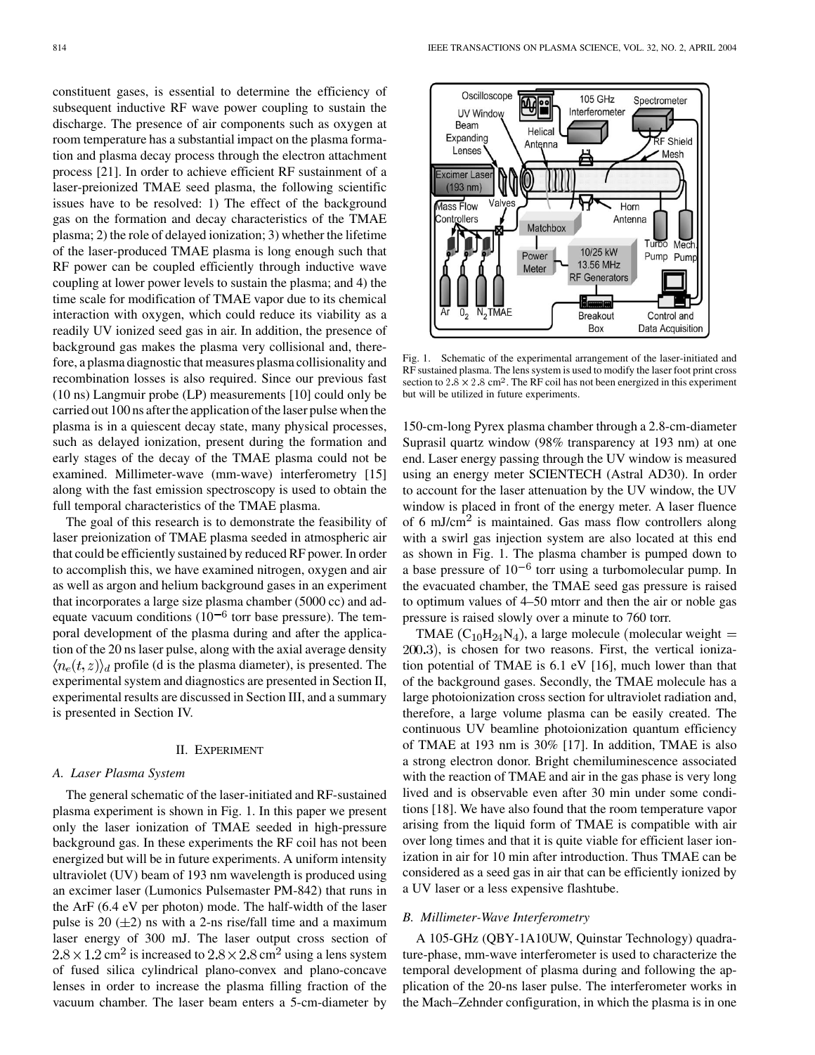constituent gases, is essential to determine the efficiency of subsequent inductive RF wave power coupling to sustain the discharge. The presence of air components such as oxygen at room temperature has a substantial impact on the plasma formation and plasma decay process through the electron attachment process [21]. In order to achieve efficient RF sustainment of a laser-preionized TMAE seed plasma, the following scientific issues have to be resolved: 1) The effect of the background gas on the formation and decay characteristics of the TMAE plasma; 2) the role of delayed ionization; 3) whether the lifetime of the laser-produced TMAE plasma is long enough such that RF power can be coupled efficiently through inductive wave coupling at lower power levels to sustain the plasma; and 4) the time scale for modification of TMAE vapor due to its chemical interaction with oxygen, which could reduce its viability as a readily UV ionized seed gas in air. In addition, the presence of background gas makes the plasma very collisional and, therefore, a plasma diagnostic that measures plasma collisionality and recombination losses is also required. Since our previous fast (10 ns) Langmuir probe (LP) measurements [10] could only be carried out 100 ns after the application of the laser pulse when the plasma is in a quiescent decay state, many physical processes, such as delayed ionization, present during the formation and early stages of the decay of the TMAE plasma could not be examined. Millimeter-wave (mm-wave) interferometry [15] along with the fast emission spectroscopy is used to obtain the full temporal characteristics of the TMAE plasma.

The goal of this research is to demonstrate the feasibility of laser preionization of TMAE plasma seeded in atmospheric air that could be efficiently sustained by reduced RF power. In order to accomplish this, we have examined nitrogen, oxygen and air as well as argon and helium background gases in an experiment that incorporates a large size plasma chamber (5000 cc) and adequate vacuum conditions ($10^{-6}$ torr base pressure). The temporal development of the plasma during and after the application of the 20 ns laser pulse, along with the axial average density $\langle n_e(t,z)\rangle_d$ profile (d is the plasma diameter), is presented. The experimental system and diagnostics are presented in Section II, experimental results are discussed in Section III, and a summary is presented in Section IV.

## II. Experiment

### A. Laser Plasma System

The general schematic of the laser-initiated and RF-sustained plasma experiment is shown in Fig. 1. In this paper we present only the laser ionization of TMAE seeded in high-pressure background gas. In these experiments the RF coil has not been energized but will be in future experiments. A uniform intensity ultraviolet (UV) beam of 193 nm wavelength is produced using an excimer laser (Lumonics Pulsemaster PM-842) that runs in the ArF (6.4 eV per photon) mode. The half-width of the laser pulse is 20 ($\pm$2) ns with a 2-ns rise/fall time and a maximum laser energy of 300 mJ. The laser output cross section of $2.8 \times 1.2$ cm$^2$ is increased to $2.8 \times 2.8$ cm$^2$ using a lens system of fused silica cylindrical plano-convex and plano-concave lenses in order to increase the plasma filling fraction of the vacuum chamber. The laser beam enters a 5-cm-diameter by 150-cm-long Pyrex plasma chamber through a 2.8-cm-diameter Suprasil quartz window (98% transparency at 193 nm) at one end. Laser energy passing through the UV window is measured using an energy meter SCIENTECH (Astral AD30). In order to account for the laser attenuation by the UV window, the UV window is placed in front of the energy meter. A laser fluence of 6 mJ/cm$^2$ is maintained. Gas mass flow controllers along with a swirl gas injection system are also located at this end as shown in Fig. 1. The plasma chamber is pumped down to a base pressure of $10^{-6}$ torr using a turbomolecular pump. In the evacuated chamber, the TMAE seed gas pressure is raised to optimum values of 4–50 mtorr and then the air or noble gas pressure is raised slowly over a minute to 760 torr.

Fig. 1. Schematic of the experimental arrangement of the laser-initiated and RF sustained plasma. The lens system is used to modify the laser foot print cross section to $2.8 \times 2.8$ cm$^2$. The RF coil has not been energized in this experiment but will be utilized in future experiments.

TMAE ($C_{10}H_{24}N_4$), a large molecule (molecular weight = 200.3), is chosen for two reasons. First, the vertical ionization potential of TMAE is 6.1 eV [16], much lower than that of the background gases. Secondly, the TMAE molecule has a large photoionization cross section for ultraviolet radiation and, therefore, a large volume plasma can be easily created. The continuous UV beamline photoionization quantum efficiency of TMAE at 193 nm is 30% [17]. In addition, TMAE is also a strong electron donor. Bright chemiluminescence associated with the reaction of TMAE and air in the gas phase is very long lived and is observable even after 30 min under some conditions [18]. We have also found that the room temperature vapor arising from the liquid form of TMAE is compatible with air over long times and that it is quite viable for efficient laser ionization in air for 10 min after introduction. Thus TMAE can be considered as a seed gas in air that can be efficiently ionized by a UV laser or a less expensive flashtube.

### B. Millimeter-Wave Interferometry

A 105-GHz (QBY-1A10UW, Quinstar Technology) quadrature-phase, mm-wave interferometer is used to characterize the temporal development of plasma during and following the application of the 20-ns laser pulse. The interferometer works in the Mach–Zehnder configuration, in which the plasma is in one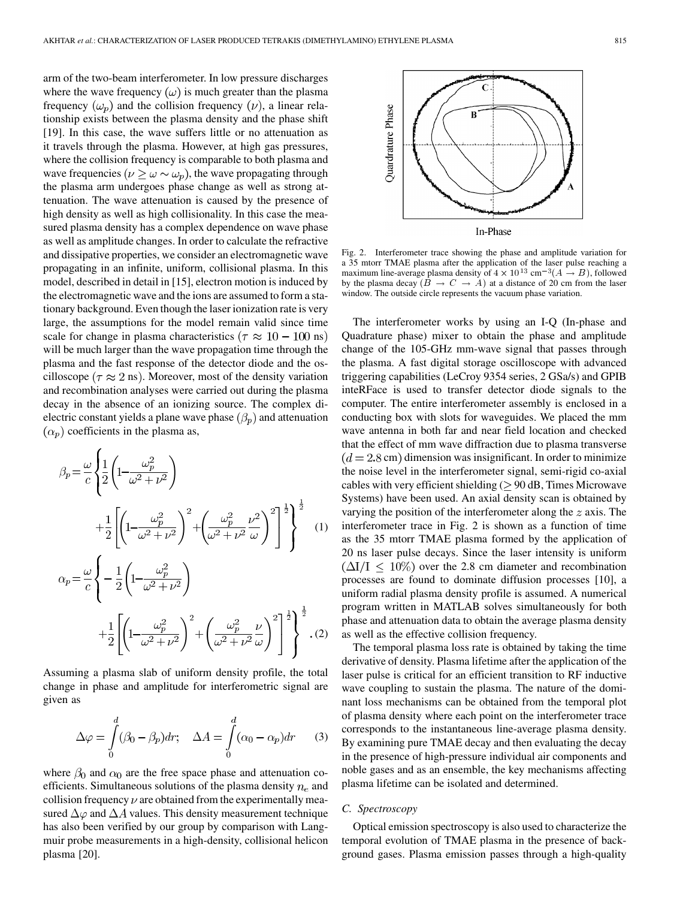arm of the two-beam interferometer. In low pressure discharges where the wave frequency $(\omega)$ is much greater than the plasma frequency $(\omega_p)$ and the collision frequency $(\nu)$, a linear relationship exists between the plasma density and the phase shift [19]. In this case, the wave suffers little or no attenuation as it travels through the plasma. However, at high gas pressures, where the collision frequency is comparable to both plasma and wave frequencies $(\nu \geq \omega \sim \omega_p)$, the wave propagating through the plasma arm undergoes phase change as well as strong attenuation. The wave attenuation is caused by the presence of high density as well as high collisionality. In this case the measured plasma density has a complex dependence on wave phase as well as amplitude changes. In order to calculate the refractive and dissipative properties, we consider an electromagnetic wave propagating in an infinite, uniform, collisional plasma. In this model, described in detail in [15], electron motion is induced by the electromagnetic wave and the ions are assumed to form a stationary background. Even though the laser ionization rate is very large, the assumptions for the model remain valid since time scale for change in plasma characteristics $(\tau \approx 10-100$ ns) will be much larger than the wave propagation time through the plasma and the fast response of the detector diode and the oscilloscope $(\tau \approx 2$ ns). Moreover, most of the density variation and recombination analyses were carried out during the plasma decay in the absence of an ionizing source. The complex dielectric constant yields a plane wave phase $(\beta_p)$ and attenuation $(\alpha_p)$ coefficients in the plasma as,

$$\beta_p = \frac{\omega}{c}\left\{\frac{1}{2}\left(1-\frac{\omega_p^2}{\omega^2+\nu^2}\right) + \frac{1}{2}\left[\left(1-\frac{\omega_p^2}{\omega^2+\nu^2}\right)^2 + \left(\frac{\omega_p^2}{\omega^2+\nu^2}\frac{\nu^2}{\omega}\right)^2\right]^{\frac{1}{2}}\right\}^{\frac{1}{2}} \quad (1)$$

$$\alpha_p = \frac{\omega}{c}\left\{-\frac{1}{2}\left(1-\frac{\omega_p^2}{\omega^2+\nu^2}\right) + \frac{1}{2}\left[\left(1-\frac{\omega_p^2}{\omega^2+\nu^2}\right)^2 + \left(\frac{\omega_p^2}{\omega^2+\nu^2}\frac{\nu}{\omega}\right)^2\right]^{\frac{1}{2}}\right\}^{\frac{1}{2}}. \quad (2)$$

Assuming a plasma slab of uniform density profile, the total change in phase and amplitude for interferometric signal are given as

$$\Delta\varphi = \int_0^d (\beta_0 - \beta_p)dr; \quad \Delta A = \int_0^d (\alpha_0 - \alpha_p)dr \quad (3)$$

where $\beta_0$ and $\alpha_0$ are the free space phase and attenuation coefficients. Simultaneous solutions of the plasma density $n_e$ and collision frequency $\nu$ are obtained from the experimentally measured $\Delta\varphi$ and $\Delta A$ values. This density measurement technique has also been verified by our group by comparison with Langmuir probe measurements in a high-density, collisional helicon plasma [20].

Fig. 2. Interferometer trace showing the phase and amplitude variation for a 35 mtorr TMAE plasma after the application of the laser pulse reaching a maximum line-average plasma density of $4 \times 10^{13}$ cm$^{-3}(A \rightarrow B)$, followed by the plasma decay $(B \rightarrow C \rightarrow A)$ at a distance of 20 cm from the laser window. The outside circle represents the vacuum phase variation.

The interferometer works by using an I-Q (In-phase and Quadrature phase) mixer to obtain the phase and amplitude change of the 105-GHz mm-wave signal that passes through the plasma. A fast digital storage oscilloscope with advanced triggering capabilities (LeCroy 9354 series, 2 GSa/s) and GPIB inteRFace is used to transfer detector diode signals to the computer. The entire interferometer assembly is enclosed in a conducting box with slots for waveguides. We placed the mm wave antenna in both far and near field location and checked that the effect of mm wave diffraction due to plasma transverse $(d = 2.8$ cm) dimension was insignificant. In order to minimize the noise level in the interferometer signal, semi-rigid co-axial cables with very efficient shielding ($\geq 90$ dB, Times Microwave Systems) have been used. An axial density scan is obtained by varying the position of the interferometer along the $z$ axis. The interferometer trace in Fig. 2 is shown as a function of time as the 35 mtorr TMAE plasma formed by the application of 20 ns laser pulse decays. Since the laser intensity is uniform $(\Delta I/I \leq 10\%)$ over the 2.8 cm diameter and recombination processes are found to dominate diffusion processes [10], a uniform radial plasma density profile is assumed. A numerical program written in MATLAB solves simultaneously for both phase and attenuation data to obtain the average plasma density as well as the effective collision frequency.

The temporal plasma loss rate is obtained by taking the time derivative of density. Plasma lifetime after the application of the laser pulse is critical for an efficient transition to RF inductive wave coupling to sustain the plasma. The nature of the dominant loss mechanisms can be obtained from the temporal plot of plasma density where each point on the interferometer trace corresponds to the instantaneous line-average plasma density. By examining pure TMAE decay and then evaluating the decay in the presence of high-pressure individual air components and noble gases and as an ensemble, the key mechanisms affecting plasma lifetime can be isolated and determined.

### C. Spectroscopy

Optical emission spectroscopy is also used to characterize the temporal evolution of TMAE plasma in the presence of background gases. Plasma emission passes through a high-quality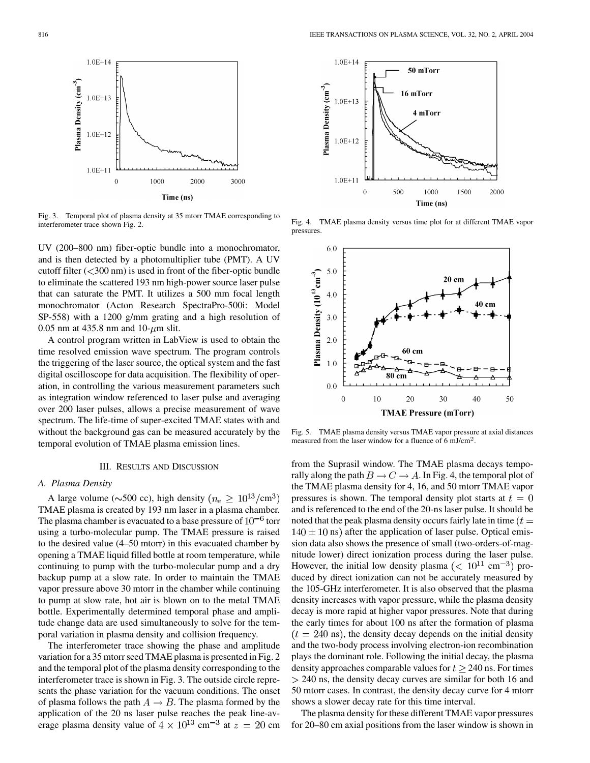Fig. 3. Temporal plot of plasma density at 35 mtorr TMAE corresponding to interferometer trace shown Fig. 2.

Fig. 4. TMAE plasma density versus time plot for at different TMAE vapor pressures.

Fig. 5. TMAE plasma density versus TMAE vapor pressure at axial distances measured from the laser window for a fluence of 6 mJ/cm$^2$.

UV (200–800 nm) fiber-optic bundle into a monochromator, and is then detected by a photomultiplier tube (PMT). A UV cutoff filter (<300 nm) is used in front of the fiber-optic bundle to eliminate the scattered 193 nm high-power source laser pulse that can saturate the PMT. It utilizes a 500 mm focal length monochromator (Acton Research SpectraPro-500i: Model SP-558) with a 1200 g/mm grating and a high resolution of 0.05 nm at 435.8 nm and 10-$\mu$m slit.

A control program written in LabView is used to obtain the time resolved emission wave spectrum. The program controls the triggering of the laser source, the optical system and the fast digital oscilloscope for data acquisition. The flexibility of operation, in controlling the various measurement parameters such as integration window referenced to laser pulse and averaging over 200 laser pulses, allows a precise measurement of wave spectrum. The life-time of super-excited TMAE states with and without the background gas can be measured accurately by the temporal evolution of TMAE plasma emission lines.

## III. Results and Discussion

### A. Plasma Density

A large volume (~500 cc), high density ($n_e \geq 10^{13}/\text{cm}^3$) TMAE plasma is created by 193 nm laser in a plasma chamber. The plasma chamber is evacuated to a base pressure of $10^{-6}$ torr using a turbo-molecular pump. The TMAE pressure is raised to the desired value (4–50 mtorr) in this evacuated chamber by opening a TMAE liquid filled bottle at room temperature, while continuing to pump with the turbo-molecular pump and a dry backup pump at a slow rate. In order to maintain the TMAE vapor pressure above 30 mtorr in the chamber while continuing to pump at slow rate, hot air is blown on to the metal TMAE bottle. Experimentally determined temporal phase and amplitude change data are used simultaneously to solve for the temporal variation in plasma density and collision frequency.

The interferometer trace showing the phase and amplitude variation for a 35 mtorr seed TMAE plasma is presented in Fig. 2 and the temporal plot of the plasma density corresponding to the interferometer trace is shown in Fig. 3. The outside circle represents the phase variation for the vacuum conditions. The onset of plasma follows the path $A \rightarrow B$. The plasma formed by the application of the 20 ns laser pulse reaches the peak line-average plasma density value of $4 \times 10^{13}$ cm$^{-3}$ at $z = 20$ cm from the Suprasil window. The TMAE plasma decays temporally along the path $B \rightarrow C \rightarrow A$. In Fig. 4, the temporal plot of the TMAE plasma density for 4, 16, and 50 mtorr TMAE vapor pressures is shown. The temporal density plot starts at $t = 0$ and is referenced to the end of the 20-ns laser pulse. It should be noted that the peak plasma density occurs fairly late in time ($t = 140 \pm 10$ ns) after the application of laser pulse. Optical emission data also shows the presence of small (two-orders-of-magnitude lower) direct ionization process during the laser pulse. However, the initial low density plasma ($< 10^{11}$ cm$^{-3}$) produced by direct ionization can not be accurately measured by the 105-GHz interferometer. It is also observed that the plasma density increases with vapor pressure, while the plasma density decay is more rapid at higher vapor pressures. Note that during the early times for about 100 ns after the formation of plasma ($t = 240$ ns), the density decay depends on the initial density and the two-body process involving electron-ion recombination plays the dominant role. Following the initial decay, the plasma density approaches comparable values for $t \geq 240$ ns. For times $> 240$ ns, the density decay curves are similar for both 16 and 50 mtorr cases. In contrast, the density decay curve for 4 mtorr shows a slower decay rate for this time interval.

The plasma density for these different TMAE vapor pressures for 20–80 cm axial positions from the laser window is shown in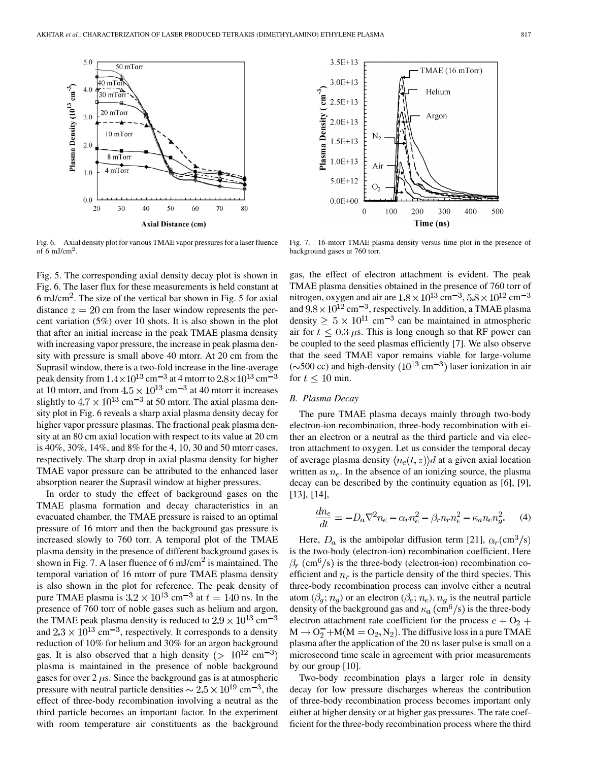Fig. 6. Axial density plot for various TMAE vapor pressures for a laser fluence of 6 mJ/cm$^2$.

Fig. 7. 16-mtorr TMAE plasma density versus time plot in the presence of background gases at 760 torr.

Fig. 5. The corresponding axial density decay plot is shown in Fig. 6. The laser flux for these measurements is held constant at 6 mJ/cm$^2$. The size of the vertical bar shown in Fig. 5 for axial distance $z = 20$ cm from the laser window represents the percent variation (5%) over 10 shots. It is also shown in the plot that after an initial increase in the peak TMAE plasma density with increasing vapor pressure, the increase in peak plasma density with pressure is small above 40 mtorr. At 20 cm from the Suprasil window, there is a two-fold increase in the line-average peak density from $1.4 \times 10^{13}$ cm$^{-3}$ at 4 mtorr to $2.8 \times 10^{13}$ cm$^{-3}$ at 10 mtorr, and from $4.5 \times 10^{13}$ cm$^{-3}$ at 40 mtorr it increases slightly to $4.7 \times 10^{13}$ cm$^{-3}$ at 50 mtorr. The axial plasma density plot in Fig. 6 reveals a sharp axial plasma density decay for higher vapor pressure plasmas. The fractional peak plasma density at an 80 cm axial location with respect to its value at 20 cm is 40%, 30%, 14%, and 8% for the 4, 10, 30 and 50 mtorr cases, respectively. The sharp drop in axial plasma density for higher TMAE vapor pressure can be attributed to the enhanced laser absorption nearer the Suprasil window at higher pressures.

In order to study the effect of background gases on the TMAE plasma formation and decay characteristics in an evacuated chamber, the TMAE pressure is raised to an optimal pressure of 16 mtorr and then the background gas pressure is increased slowly to 760 torr. A temporal plot of the TMAE plasma density in the presence of different background gases is shown in Fig. 7. A laser fluence of 6 mJ/cm$^2$ is maintained. The temporal variation of 16 mtorr of pure TMAE plasma density is also shown in the plot for reference. The peak density of pure TMAE plasma is $3.2 \times 10^{13}$ cm$^{-3}$ at $t = 140$ ns. In the presence of 760 torr of noble gases such as helium and argon, the TMAE peak plasma density is reduced to $2.9 \times 10^{13}$ cm$^{-3}$ and $2.3 \times 10^{13}$ cm$^{-3}$, respectively. It corresponds to a density reduction of 10% for helium and 30% for an argon background gas. It is also observed that a high density ($> 10^{12}$ cm$^{-3}$) plasma is maintained in the presence of noble background gases for over 2 $\mu$s. Since the background gas is at atmospheric pressure with neutral particle densities $\sim 2.5 \times 10^{19}$ cm$^{-3}$, the effect of three-body recombination involving a neutral as the third particle becomes an important factor. In the experiment with room temperature air constituents as the background gas, the effect of electron attachment is evident. The peak TMAE plasma densities obtained in the presence of 760 torr of nitrogen, oxygen and air are $1.8 \times 10^{13}$ cm$^{-3}$, $5.8 \times 10^{12}$ cm$^{-3}$ and $9.8 \times 10^{12}$ cm$^{-3}$, respectively. In addition, a TMAE plasma density $\geq 5 \times 10^{11}$ cm$^{-3}$ can be maintained in atmospheric air for $t \leq 0.3$ $\mu$s. This is long enough so that RF power can be coupled to the seed plasmas efficiently [7]. We also observe that the seed TMAE vapor remains viable for large-volume ($\sim$500 cc) and high-density ($10^{13}$ cm$^{-3}$) laser ionization in air for $t \leq 10$ min.

### B. Plasma Decay

The pure TMAE plasma decays mainly through two-body electron-ion recombination, three-body recombination with either an electron or a neutral as the third particle and via electron attachment to oxygen. Let us consider the temporal decay of average plasma density $\langle n_e(t, z)\rangle d$ at a given axial location written as $n_e$. In the absence of an ionizing source, the plasma decay can be described by the continuity equation as [6], [9], [13], [14],

$$\frac{dn_e}{dt} = -D_a \nabla^2 n_e - \alpha_r n_e^2 - \beta_r n_r n_e^2 - \kappa_a n_e n_g^2. \quad (4)$$

Here, $D_a$ is the ambipolar diffusion term [21], $\alpha_r$(cm$^3$/s) is the two-body (electron-ion) recombination coefficient. Here $\beta_r$ (cm$^6$/s) is the three-body (electron-ion) recombination coefficient and $n_r$ is the particle density of the third species. This three-body recombination process can involve either a neutral atom ($\beta_g$; $n_g$) or an electron ($\beta_e$; $n_e$). $n_g$ is the neutral particle density of the background gas and $\kappa_a$ (cm$^6$/s) is the three-body electron attachment rate coefficient for the process $e + O_2 + M \rightarrow O_2^- + M(M = O_2, N_2)$. The diffusive loss in a pure TMAE plasma after the application of the 20 ns laser pulse is small on a microsecond time scale in agreement with prior measurements by our group [10].

Two-body recombination plays a larger role in density decay for low pressure discharges whereas the contribution of three-body recombination process becomes important only either at higher density or at higher gas pressures. The rate coefficient for the three-body recombination process where the third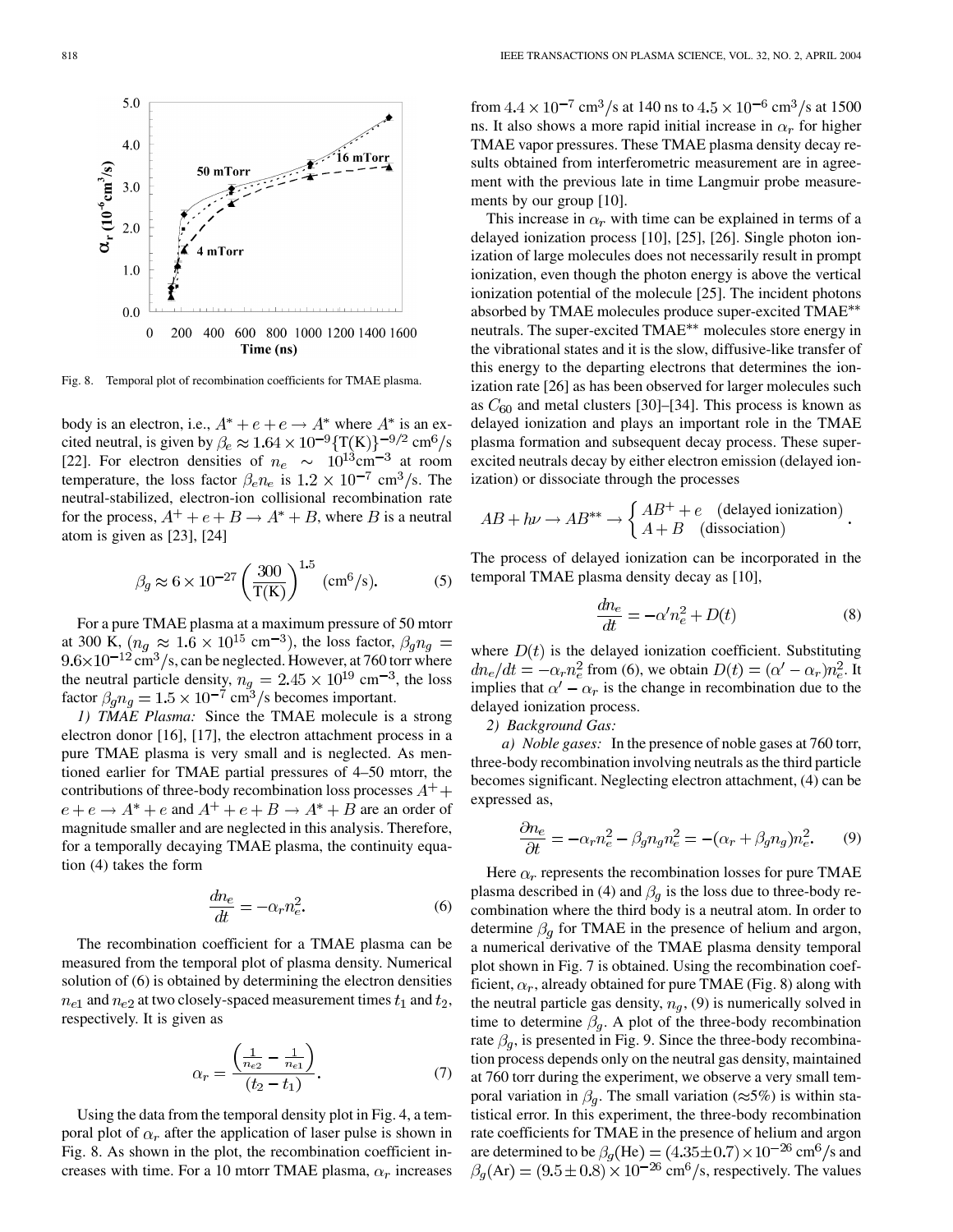Fig. 8. Temporal plot of recombination coefficients for TMAE plasma.

body is an electron, i.e., $A^* + e + e \rightarrow A^*$ where $A^*$ is an excited neutral, is given by $\beta_e \approx 1.64 \times 10^{-9}\{T(K)\}^{-9/2}$ cm$^6$/s [22]. For electron densities of $n_e \sim 10^{13}$cm$^{-3}$ at room temperature, the loss factor $\beta_e n_e$ is $1.2 \times 10^{-7}$ cm$^3$/s. The neutral-stabilized, electron-ion collisional recombination rate for the process, $A^+ + e + B \rightarrow A^* + B$, where $B$ is a neutral atom is given as [23], [24]

$$\beta_g \approx 6 \times 10^{-27} \left(\frac{300}{T(K)}\right)^{1.5} \quad (\text{cm}^6/\text{s}). \tag{5}$$

For a pure TMAE plasma at a maximum pressure of 50 mtorr at 300 K, ($n_g \approx 1.6 \times 10^{15}$ cm$^{-3}$), the loss factor, $\beta_g n_g = 9.6 \times 10^{-12}$ cm$^3$/s, can be neglected. However, at 760 torr where the neutral particle density, $n_g = 2.45 \times 10^{19}$ cm$^{-3}$, the loss factor $\beta_g n_g = 1.5 \times 10^{-7}$ cm$^3$/s becomes important.

*1) TMAE Plasma:* Since the TMAE molecule is a strong electron donor [16], [17], the electron attachment process in a pure TMAE plasma is very small and is neglected. As mentioned earlier for TMAE partial pressures of 4–50 mtorr, the contributions of three-body recombination loss processes $A^+ + e + e \rightarrow A^* + e$ and $A^+ + e + B \rightarrow A^* + B$ are an order of magnitude smaller and are neglected in this analysis. Therefore, for a temporally decaying TMAE plasma, the continuity equation (4) takes the form

$$\frac{dn_e}{dt} = -\alpha_r n_e^2. \tag{6}$$

The recombination coefficient for a TMAE plasma can be measured from the temporal plot of plasma density. Numerical solution of (6) is obtained by determining the electron densities $n_{e1}$ and $n_{e2}$ at two closely-spaced measurement times $t_1$ and $t_2$, respectively. It is given as

$$\alpha_r = \frac{\left(\frac{1}{n_{e2}} - \frac{1}{n_{e1}}\right)}{(t_2 - t_1)}. \tag{7}$$

Using the data from the temporal density plot in Fig. 4, a temporal plot of $\alpha_r$ after the application of laser pulse is shown in Fig. 8. As shown in the plot, the recombination coefficient increases with time. For a 10 mtorr TMAE plasma, $\alpha_r$ increases from $4.4 \times 10^{-7}$ cm$^3$/s at 140 ns to $4.5 \times 10^{-6}$ cm$^3$/s at 1500 ns. It also shows a more rapid initial increase in $\alpha_r$ for higher TMAE vapor pressures. These TMAE plasma density decay results obtained from interferometric measurement are in agreement with the previous late in time Langmuir probe measurements by our group [10].

This increase in $\alpha_r$ with time can be explained in terms of a delayed ionization process [10], [25], [26]. Single photon ionization of large molecules does not necessarily result in prompt ionization, even though the photon energy is above the vertical ionization potential of the molecule [25]. The incident photons absorbed by TMAE molecules produce super-excited TMAE$^{**}$ neutrals. The super-excited TMAE$^{**}$ molecules store energy in the vibrational states and it is the slow, diffusive-like transfer of this energy to the departing electrons that determines the ionization rate [26] as has been observed for larger molecules such as $C_{60}$ and metal clusters [30]–[34]. This process is known as delayed ionization and plays an important role in the TMAE plasma formation and subsequent decay process. These super-excited neutrals decay by either electron emission (delayed ionization) or dissociate through the processes

$$AB + h\nu \rightarrow AB^{**} \rightarrow \begin{cases} AB^+ + e & \text{(delayed ionization)} \\ A + B & \text{(dissociation)} \end{cases}.$$

The process of delayed ionization can be incorporated in the temporal TMAE plasma density decay as [10],

$$\frac{dn_e}{dt} = -\alpha' n_e^2 + D(t) \tag{8}$$

where $D(t)$ is the delayed ionization coefficient. Substituting $dn_e/dt = -\alpha_r n_e^2$ from (6), we obtain $D(t) = (\alpha' - \alpha_r)n_e^2$. It implies that $\alpha' - \alpha_r$ is the change in recombination due to the delayed ionization process.

*2) Background Gas:*

*a) Noble gases:* In the presence of noble gases at 760 torr, three-body recombination involving neutrals as the third particle becomes significant. Neglecting electron attachment, (4) can be expressed as,

$$\frac{\partial n_e}{\partial t} = -\alpha_r n_e^2 - \beta_g n_g n_e^2 = -(\alpha_r + \beta_g n_g)n_e^2. \tag{9}$$

Here $\alpha_r$ represents the recombination losses for pure TMAE plasma described in (4) and $\beta_g$ is the loss due to three-body recombination where the third body is a neutral atom. In order to determine $\beta_g$ for TMAE in the presence of helium and argon, a numerical derivative of the TMAE plasma density temporal plot shown in Fig. 7 is obtained. Using the recombination coefficient, $\alpha_r$, already obtained for pure TMAE (Fig. 8) along with the neutral particle gas density, $n_g$, (9) is numerically solved in time to determine $\beta_g$. A plot of the three-body recombination rate $\beta_g$, is presented in Fig. 9. Since the three-body recombination process depends only on the neutral gas density, maintained at 760 torr during the experiment, we observe a very small temporal variation in $\beta_g$. The small variation ($\approx$5%) is within statistical error. In this experiment, the three-body recombination rate coefficients for TMAE in the presence of helium and argon are determined to be $\beta_g(\text{He}) = (4.35 \pm 0.7) \times 10^{-26}$ cm$^6$/s and $\beta_g(\text{Ar}) = (9.5 \pm 0.8) \times 10^{-26}$ cm$^6$/s, respectively. The values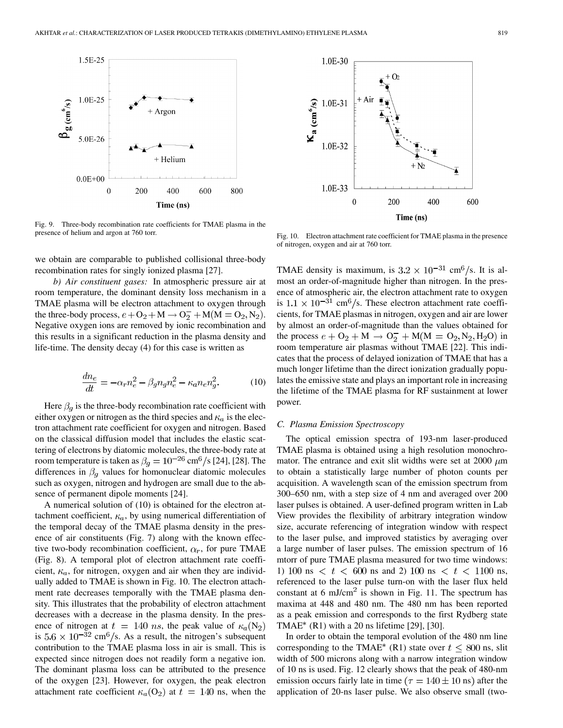Fig. 9. Three-body recombination rate coefficients for TMAE plasma in the presence of helium and argon at 760 torr.

Fig. 10. Electron attachment rate coefficient for TMAE plasma in the presence of nitrogen, oxygen and air at 760 torr.

we obtain are comparable to published collisional three-body recombination rates for singly ionized plasma [27].

*b) Air constituent gases:* In atmospheric pressure air at room temperature, the dominant density loss mechanism in a TMAE plasma will be electron attachment to oxygen through the three-body process, $e + O_2 + M \rightarrow O_2^- + M(M = O_2, N_2)$. Negative oxygen ions are removed by ionic recombination and this results in a significant reduction in the plasma density and life-time. The density decay (4) for this case is written as

$$\frac{dn_e}{dt} = -\alpha_r n_e^2 - \beta_g n_g n_e^2 - \kappa_a n_e n_g^2. \tag{10}$$

Here $\beta_g$ is the three-body recombination rate coefficient with either oxygen or nitrogen as the third species and $\kappa_a$ is the electron attachment rate coefficient for oxygen and nitrogen. Based on the classical diffusion model that includes the elastic scattering of electrons by diatomic molecules, the three-body rate at room temperature is taken as $\beta_g = 10^{-26}$ cm$^6$/s [24], [28]. The differences in $\beta_g$ values for homonuclear diatomic molecules such as oxygen, nitrogen and hydrogen are small due to the absence of permanent dipole moments [24].

A numerical solution of (10) is obtained for the electron attachment coefficient, $\kappa_a$, by using numerical differentiation of the temporal decay of the TMAE plasma density in the presence of air constituents (Fig. 7) along with the known effective two-body recombination coefficient, $\alpha_r$, for pure TMAE (Fig. 8). A temporal plot of electron attachment rate coefficient, $\kappa_a$, for nitrogen, oxygen and air when they are individually added to TMAE is shown in Fig. 10. The electron attachment rate decreases temporally with the TMAE plasma density. This illustrates that the probability of electron attachment decreases with a decrease in the plasma density. In the presence of nitrogen at $t = 140$ *ns*, the peak value of $\kappa_a(N_2)$ is $5.6 \times 10^{-32}$ cm$^6$/s. As a result, the nitrogen's subsequent contribution to the TMAE plasma loss in air is small. This is expected since nitrogen does not readily form a negative ion. The dominant plasma loss can be attributed to the presence of the oxygen [23]. However, for oxygen, the peak electron attachment rate coefficient $\kappa_a(O_2)$ at $t = 140$ ns, when the TMAE density is maximum, is $3.2 \times 10^{-31}$ cm$^6$/s. It is almost an order-of-magnitude higher than nitrogen. In the presence of atmospheric air, the electron attachment rate to oxygen is $1.1 \times 10^{-31}$ cm$^6$/s. These electron attachment rate coefficients, for TMAE plasmas in nitrogen, oxygen and air are lower by almost an order-of-magnitude than the values obtained for the process $e + O_2 + M \rightarrow O_2^- + M(M = O_2, N_2, H_2O)$ in room temperature air plasmas without TMAE [22]. This indicates that the process of delayed ionization of TMAE that has a much longer lifetime than the direct ionization gradually populates the emissive state and plays an important role in increasing the lifetime of the TMAE plasma for RF sustainment at lower power.

### C. Plasma Emission Spectroscopy

The optical emission spectra of 193-nm laser-produced TMAE plasma is obtained using a high resolution monochromator. The entrance and exit slit widths were set at 2000 $\mu$m to obtain a statistically large number of photon counts per acquisition. A wavelength scan of the emission spectrum from 300–650 nm, with a step size of 4 nm and averaged over 200 laser pulses is obtained. A user-defined program written in Lab View provides the flexibility of arbitrary integration window size, accurate referencing of integration window with respect to the laser pulse, and improved statistics by averaging over a large number of laser pulses. The emission spectrum of 16 mtorr of pure TMAE plasma measured for two time windows: 1) 100 ns $< t <$ 600 ns and 2) 100 ns $< t <$ 1100 ns, referenced to the laser pulse turn-on with the laser flux held constant at 6 mJ/cm$^2$ is shown in Fig. 11. The spectrum has maxima at 448 and 480 nm. The 480 nm has been reported as a peak emission and corresponds to the first Rydberg state TMAE* (R1) with a 20 ns lifetime [29], [30].

In order to obtain the temporal evolution of the 480 nm line corresponding to the TMAE* (R1) state over $t \leq 800$ ns, slit width of 500 microns along with a narrow integration window of 10 ns is used. Fig. 12 clearly shows that the peak of 480-nm emission occurs fairly late in time ($\tau = 140 \pm 10$ ns) after the application of 20-ns laser pulse. We also observe small (two-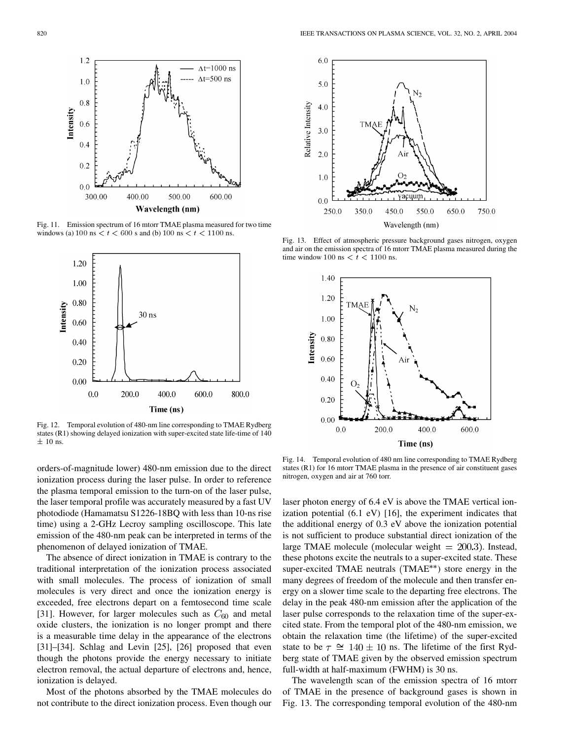Fig. 11. Emission spectrum of 16 mtorr TMAE plasma measured for two time windows (a) 100 ns $< t <$ 600 s and (b) 100 ns $< t <$ 1100 ns.

Fig. 12. Temporal evolution of 480-nm line corresponding to TMAE Rydberg states (R1) showing delayed ionization with super-excited state life-time of 140 $\pm$ 10 ns.

orders-of-magnitude lower) 480-nm emission due to the direct ionization process during the laser pulse. In order to reference the plasma temporal emission to the turn-on of the laser pulse, the laser temporal profile was accurately measured by a fast UV photodiode (Hamamatsu S1226-18BQ with less than 10-ns rise time) using a 2-GHz Lecroy sampling oscilloscope. This late emission of the 480-nm peak can be interpreted in terms of the phenomenon of delayed ionization of TMAE.

The absence of direct ionization in TMAE is contrary to the traditional interpretation of the ionization process associated with small molecules. The process of ionization of small molecules is very direct and once the ionization energy is exceeded, free electrons depart on a femtosecond time scale [31]. However, for larger molecules such as $C_{60}$ and metal oxide clusters, the ionization is no longer prompt and there is a measurable time delay in the appearance of the electrons [31]–[34]. Schlag and Levin [25], [26] proposed that even though the photons provide the energy necessary to initiate electron removal, the actual departure of electrons and, hence, ionization is delayed.

Most of the photons absorbed by the TMAE molecules do not contribute to the direct ionization process. Even though our laser photon energy of 6.4 eV is above the TMAE vertical ionization potential (6.1 eV) [16], the experiment indicates that the additional energy of 0.3 eV above the ionization potential is not sufficient to produce substantial direct ionization of the large TMAE molecule (molecular weight $= 200.3$). Instead, these photons excite the neutrals to a super-excited state. These super-excited TMAE neutrals ($TMAE^{**}$) store energy in the many degrees of freedom of the molecule and then transfer energy on a slower time scale to the departing free electrons. The delay in the peak 480-nm emission after the application of the laser pulse corresponds to the relaxation time of the super-excited state. From the temporal plot of the 480-nm emission, we obtain the relaxation time (the lifetime) of the super-excited state to be $\tau \cong 140 \pm 10$ ns. The lifetime of the first Rydberg state of TMAE given by the observed emission spectrum full-width at half-maximum (FWHM) is 30 ns.

Fig. 13. Effect of atmospheric pressure background gases nitrogen, oxygen and air on the emission spectra of 16 mtorr TMAE plasma measured during the time window 100 ns $< t <$ 1100 ns.

Fig. 14. Temporal evolution of 480 nm line corresponding to TMAE Rydberg states (R1) for 16 mtorr TMAE plasma in the presence of air constituent gases nitrogen, oxygen and air at 760 torr.

The wavelength scan of the emission spectra of 16 mtorr of TMAE in the presence of background gases is shown in Fig. 13. The corresponding temporal evolution of the 480-nm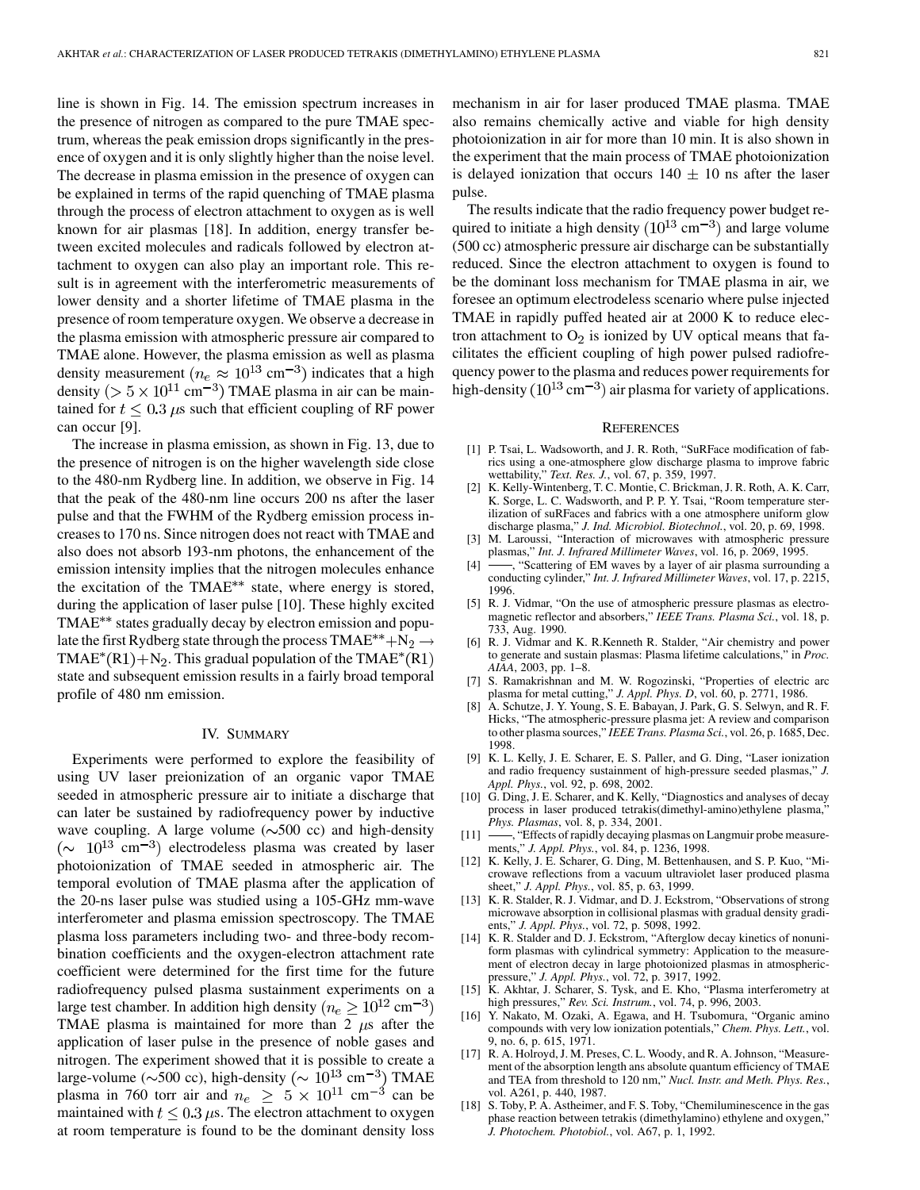line is shown in Fig. 14. The emission spectrum increases in the presence of nitrogen as compared to the pure TMAE spectrum, whereas the peak emission drops significantly in the presence of oxygen and it is only slightly higher than the noise level. The decrease in plasma emission in the presence of oxygen can be explained in terms of the rapid quenching of TMAE plasma through the process of electron attachment to oxygen as is well known for air plasmas [18]. In addition, energy transfer between excited molecules and radicals followed by electron attachment to oxygen can also play an important role. This result is in agreement with the interferometric measurements of lower density and a shorter lifetime of TMAE plasma in the presence of room temperature oxygen. We observe a decrease in the plasma emission with atmospheric pressure air compared to TMAE alone. However, the plasma emission as well as plasma density measurement ($n_e \approx 10^{13}$ cm$^{-3}$) indicates that a high density ($> 5 \times 10^{11}$ cm$^{-3}$) TMAE plasma in air can be maintained for $t \leq 0.3$ $\mu$s such that efficient coupling of RF power can occur [9].

The increase in plasma emission, as shown in Fig. 13, due to the presence of nitrogen is on the higher wavelength side close to the 480-nm Rydberg line. In addition, we observe in Fig. 14 that the peak of the 480-nm line occurs 200 ns after the laser pulse and that the FWHM of the Rydberg emission process increases to 170 ns. Since nitrogen does not react with TMAE and also does not absorb 193-nm photons, the enhancement of the emission intensity implies that the nitrogen molecules enhance the excitation of the TMAE$^{**}$ state, where energy is stored, during the application of laser pulse [10]. These highly excited TMAE$^{**}$ states gradually decay by electron emission and populate the first Rydberg state through the process $\text{TMAE}^{**} + \text{N}_2 \rightarrow \text{TMAE}^{*}(\text{R1}) + \text{N}_2$. This gradual population of the $\text{TMAE}^{*}(\text{R1})$ state and subsequent emission results in a fairly broad temporal profile of 480 nm emission.

## IV. Summary

Experiments were performed to explore the feasibility of using UV laser preionization of an organic vapor TMAE seeded in atmospheric pressure air to initiate a discharge that can later be sustained by radiofrequency power by inductive wave coupling. A large volume (~500 cc) and high-density (~ $10^{13}$ cm$^{-3}$) electrodeless plasma was created by laser photoionization of TMAE seeded in atmospheric air. The temporal evolution of TMAE plasma after the application of the 20-ns laser pulse was studied using a 105-GHz mm-wave interferometer and plasma emission spectroscopy. The TMAE plasma loss parameters including two- and three-body recombination coefficients and the oxygen-electron attachment rate coefficient were determined for the first time for the future radiofrequency pulsed plasma sustainment experiments on a large test chamber. In addition high density ($n_e \geq 10^{12}$ cm$^{-3}$) TMAE plasma is maintained for more than 2 $\mu$s after the application of laser pulse in the presence of noble gases and nitrogen. The experiment showed that it is possible to create a large-volume (~500 cc), high-density (~ $10^{13}$ cm$^{-3}$) TMAE plasma in 760 torr air and $n_e \geq 5 \times 10^{11}$ cm$^{-3}$ can be maintained with $t \leq 0.3$ $\mu$s. The electron attachment to oxygen at room temperature is found to be the dominant density loss mechanism in air for laser produced TMAE plasma. TMAE also remains chemically active and viable for high density photoionization in air for more than 10 min. It is also shown in the experiment that the main process of TMAE photoionization is delayed ionization that occurs 140 ± 10 ns after the laser pulse.

The results indicate that the radio frequency power budget required to initiate a high density ($10^{13}$ cm$^{-3}$) and large volume (500 cc) atmospheric pressure air discharge can be substantially reduced. Since the electron attachment to oxygen is found to be the dominant loss mechanism for TMAE plasma in air, we foresee an optimum electrodeless scenario where pulse injected TMAE in rapidly puffed heated air at 2000 K to reduce electron attachment to $O_2$ is ionized by UV optical means that facilitates the efficient coupling of high power pulsed radiofrequency power to the plasma and reduces power requirements for high-density ($10^{13}$ cm$^{-3}$) air plasma for variety of applications.

## References

[1] P. Tsai, L. Wadsoworth, and J. R. Roth, "SuRFace modification of fabrics using a one-atmosphere glow discharge plasma to improve fabric wettability," *Text. Res. J.*, vol. 67, p. 359, 1997.

[2] K. Kelly-Wintenberg, T. C. Montie, C. Brickman, J. R. Roth, A. K. Carr, K. Sorge, L. C. Wadsworth, and P. P. Y. Tsai, "Room temperature sterilization of suRFaces and fabrics with a one atmosphere uniform glow discharge plasma," *J. Ind. Microbiol. Biotechnol.*, vol. 20, p. 69, 1998.

[3] M. Laroussi, "Interaction of microwaves with atmospheric pressure plasmas," *Int. J. Infrared Millimeter Waves*, vol. 16, p. 2069, 1995.

[4] ——, "Scattering of EM waves by a layer of air plasma surrounding a conducting cylinder," *Int. J. Infrared Millimeter Waves*, vol. 17, p. 2215, 1996.

[5] R. J. Vidmar, "On the use of atmospheric pressure plasmas as electromagnetic reflector and absorbers," *IEEE Trans. Plasma Sci.*, vol. 18, p. 733, Aug. 1990.

[6] R. J. Vidmar and K. R.Kenneth R. Stalder, "Air chemistry and power to generate and sustain plasmas: Plasma lifetime calculations," in *Proc. AIAA*, 2003, pp. 1–8.

[7] S. Ramakrishnan and M. W. Rogozinski, "Properties of electric arc plasma for metal cutting," *J. Appl. Phys. D*, vol. 60, p. 2771, 1986.

[8] A. Schutze, J. Y. Young, S. E. Babayan, J. Park, G. S. Selwyn, and R. F. Hicks, "The atmospheric-pressure plasma jet: A review and comparison to other plasma sources," *IEEE Trans. Plasma Sci.*, vol. 26, p. 1685, Dec. 1998.

[9] K. L. Kelly, J. E. Scharer, E. S. Paller, and G. Ding, "Laser ionization and radio frequency sustainment of high-pressure seeded plasmas," *J. Appl. Phys.*, vol. 92, p. 698, 2002.

[10] G. Ding, J. E. Scharer, and K. Kelly, "Diagnostics and analyses of decay process in laser produced tetrakis(dimethyl-amino)ethylene plasma," *Phys. Plasmas*, vol. 8, p. 334, 2001.

[11] ——, "Effects of rapidly decaying plasmas on Langmuir probe measurements," *J. Appl. Phys.*, vol. 84, p. 1236, 1998.

[12] K. Kelly, J. E. Scharer, G. Ding, M. Bettenhausen, and S. P. Kuo, "Microwave reflections from a vacuum ultraviolet laser produced plasma sheet," *J. Appl. Phys.*, vol. 85, p. 63, 1999.

[13] K. R. Stalder, R. J. Vidmar, and D. J. Eckstrom, "Observations of strong microwave absorption in collisional plasmas with gradual density gradients," *J. Appl. Phys.*, vol. 72, p. 5098, 1992.

[14] K. R. Stalder and D. J. Eckstrom, "Afterglow decay kinetics of nonuniform plasmas with cylindrical symmetry: Application to the measurement of electron decay in large photoionized plasmas in atmospheric-pressure," *J. Appl. Phys.*, vol. 72, p. 3917, 1992.

[15] K. Akhtar, J. Scharer, S. Tysk, and E. Kho, "Plasma interferometry at high pressures," *Rev. Sci. Instrum.*, vol. 74, p. 996, 2003.

[16] Y. Nakato, M. Ozaki, A. Egawa, and H. Tsubomura, "Organic amino compounds with very low ionization potentials," *Chem. Phys. Lett.*, vol. 9, no. 6, p. 615, 1971.

[17] R. A. Holroyd, J. M. Preses, C. L. Woody, and R. A. Johnson, "Measurement of the absorption length ans absolute quantum efficiency of TMAE and TEA from threshold to 120 nm," *Nucl. Instr. and Meth. Phys. Res.*, vol. A261, p. 440, 1987.

[18] S. Toby, P. A. Astheimer, and F. S. Toby, "Chemiluminescence in the gas phase reaction between tetrakis (dimethylamino) ethylene and oxygen," *J. Photochem. Photobiol.*, vol. A67, p. 1, 1992.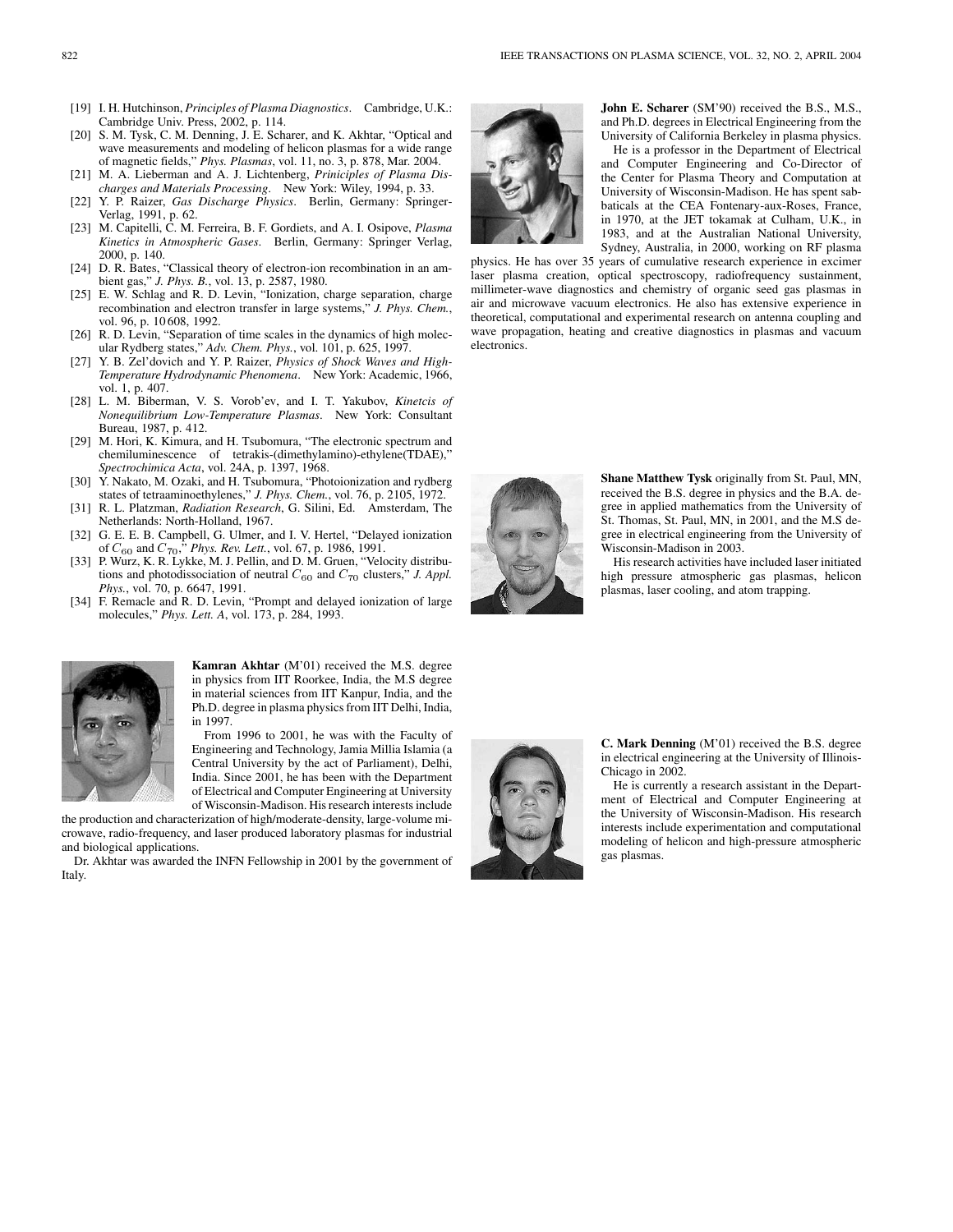[19] I. H. Hutchinson, *Principles of Plasma Diagnostics*. Cambridge, U.K.: Cambridge Univ. Press, 2002, p. 114.

[20] S. M. Tysk, C. M. Denning, J. E. Scharer, and K. Akhtar, "Optical and wave measurements and modeling of helicon plasmas for a wide range of magnetic fields," *Phys. Plasmas*, vol. 11, no. 3, p. 878, Mar. 2004.

[21] M. A. Lieberman and A. J. Lichtenberg, *Priniciples of Plasma Discharges and Materials Processing*. New York: Wiley, 1994, p. 33.

[22] Y. P. Raizer, *Gas Discharge Physics*. Berlin, Germany: Springer-Verlag, 1991, p. 62.

[23] M. Capitelli, C. M. Ferreira, B. F. Gordiets, and A. I. Osipove, *Plasma Kinetics in Atmospheric Gases*. Berlin, Germany: Springer Verlag, 2000, p. 140.

[24] D. R. Bates, "Classical theory of electron-ion recombination in an ambient gas," *J. Phys. B.*, vol. 13, p. 2587, 1980.

[25] E. W. Schlag and R. D. Levin, "Ionization, charge separation, charge recombination and electron transfer in large systems," *J. Phys. Chem.*, vol. 96, p. 10 608, 1992.

[26] R. D. Levin, "Separation of time scales in the dynamics of high molecular Rydberg states," *Adv. Chem. Phys.*, vol. 101, p. 625, 1997.

[27] Y. B. Zel'dovich and Y. P. Raizer, *Physics of Shock Waves and High-Temperature Hydrodynamic Phenomena*. New York: Academic, 1966, vol. 1, p. 407.

[28] L. M. Biberman, V. S. Vorob'ev, and I. T. Yakubov, *Kinetcis of Nonequilibrium Low-Temperature Plasmas*. New York: Consultant Bureau, 1987, p. 412.

[29] M. Hori, K. Kimura, and H. Tsubomura, "The electronic spectrum and chemiluminescence of tetrakis-(dimethylamino)-ethylene(TDAE)," *Spectrochimica Acta*, vol. 24A, p. 1397, 1968.

[30] Y. Nakato, M. Ozaki, and H. Tsubomura, "Photoionization and rydberg states of tetraaminoethylenes," *J. Phys. Chem.*, vol. 76, p. 2105, 1972.

[31] R. L. Platzman, *Radiation Research*, G. Silini, Ed. Amsterdam, The Netherlands: North-Holland, 1967.

[32] G. E. B. Campbell, G. Ulmer, and I. V. Hertel, "Delayed ionization of $C_{60}$ and $C_{70}$," *Phys. Rev. Lett.*, vol. 67, p. 1986, 1991.

[33] P. Wurz, K. R. Lykke, M. J. Pellin, and D. M. Gruen, "Velocity distributions and photodissociation of neutral $C_{60}$ and $C_{70}$ clusters," *J. Appl. Phys.*, vol. 70, p. 6647, 1991.

[34] F. Remacle and R. D. Levin, "Prompt and delayed ionization of large molecules," *Phys. Lett. A*, vol. 173, p. 284, 1993.

**Kamran Akhtar** (M'01) received the M.S. degree in physics from IIT Roorkee, India, the M.S degree in material sciences from IIT Kanpur, India, and the Ph.D. degree in plasma physics from IIT Delhi, India, in 1997.

From 1996 to 2001, he was with the Faculty of Engineering and Technology, Jamia Millia Islamia (a Central University by the act of Parliament), Delhi, India. Since 2001, he has been with the Department of Electrical and Computer Engineering at University of Wisconsin-Madison. His research interests include the production and characterization of high/moderate-density, large-volume microwave, radio-frequency, and laser produced laboratory plasmas for industrial and biological applications.

Dr. Akhtar was awarded the INFN Fellowship in 2001 by the government of Italy.

**John E. Scharer** (SM'90) received the B.S., M.S., and Ph.D. degrees in Electrical Engineering from the University of California Berkeley in plasma physics.

He is a professor in the Department of Electrical and Computer Engineering and Co-Director of the Center for Plasma Theory and Computation at University of Wisconsin-Madison. He has spent sabbaticals at the CEA Fontenary-aux-Roses, France, in 1970, at the JET tokamak at Culham, U.K., in 1983, and at the Australian National University, Sydney, Australia, in 2000, working on RF plasma physics. He has over 35 years of cumulative research experience in excimer laser plasma creation, optical spectroscopy, radiofrequency sustainment, millimeter-wave diagnostics and chemistry of organic seed gas plasmas in air and microwave vacuum electronics. He also has extensive experience in theoretical, computational and experimental research on antenna coupling and wave propagation, heating and creative diagnostics in plasmas and vacuum electronics.

**Shane Matthew Tysk** originally from St. Paul, MN, received the B.S. degree in physics and the B.A. degree in applied mathematics from the University of St. Thomas, St. Paul, MN, in 2001, and the M.S degree in electrical engineering from the University of Wisconsin-Madison in 2003.

His research activities have included laser initiated high pressure atmospheric gas plasmas, helicon plasmas, laser cooling, and atom trapping.

**C. Mark Denning** (M'01) received the B.S. degree in electrical engineering at the University of Illinois-Chicago in 2002.

He is currently a research assistant in the Department of Electrical and Computer Engineering at the University of Wisconsin-Madison. His research interests include experimentation and computational modeling of helicon and high-pressure atmospheric gas plasmas.